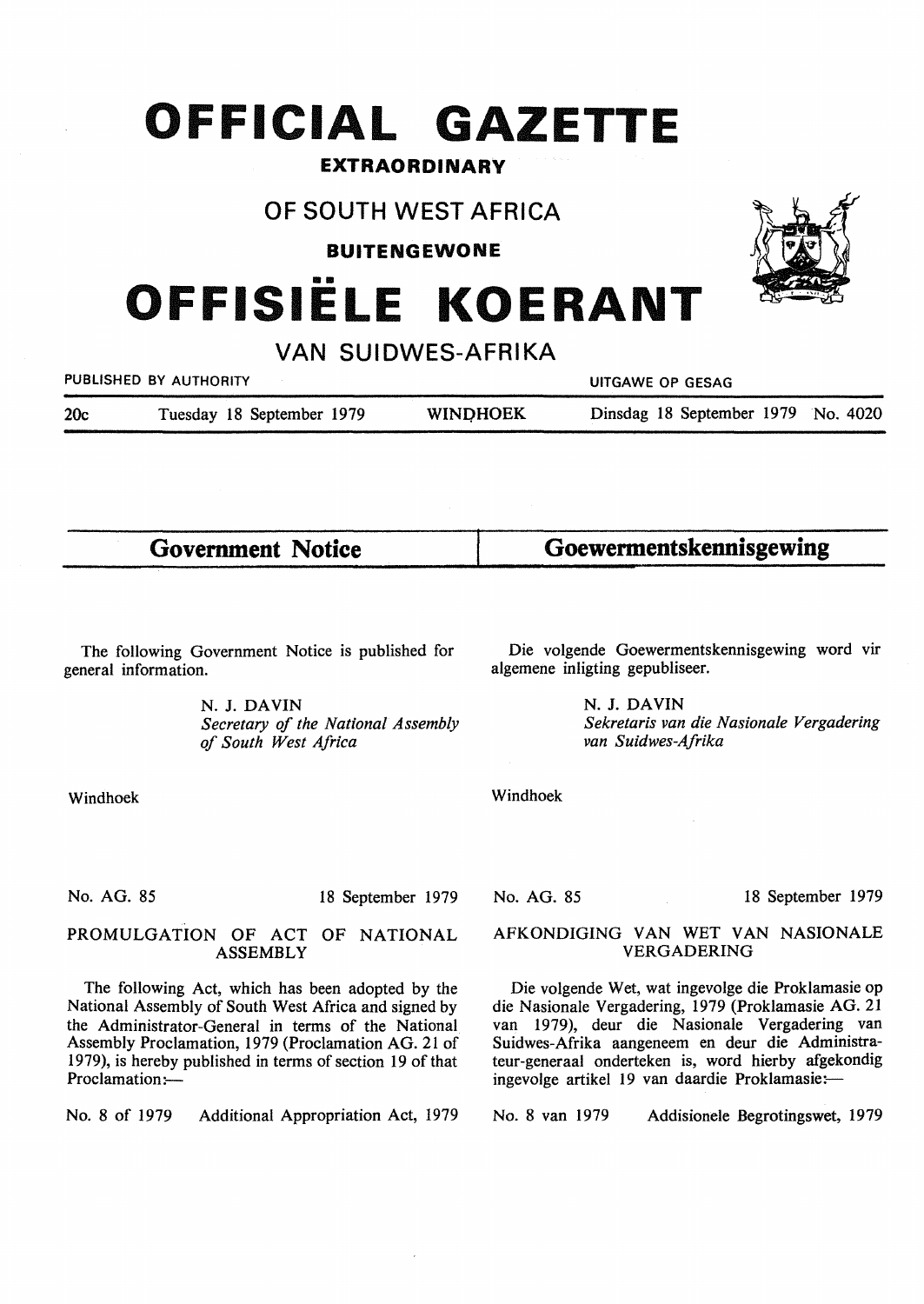# OFFICIAL GAZETTE

**EXTRAORDINARY**

## OF SOUTH WEST AFRICA

**BUITENGEWONE**

# OFFISIËLE KOERANT

## VAN SUIDWES-AFRIKA

PUBLISHED BY AUTHORITY | UITGAWE OP GESAG

20c | Tuesday 18 September 1979 | WINDHOEK | Dinsdag 18 September 1979 | No. 4020

## Government Notice

The following Government Notice is published for general information.

N. J. DAVIN
*Secretary of the National Assembly of South West Africa*

Windhoek

No. AG. 85 | 18 September 1979

### PROMULGATION OF ACT OF NATIONAL ASSEMBLY

The following Act, which has been adopted by the National Assembly of South West Africa and signed by the Administrator-General in terms of the National Assembly Proclamation, 1979 (Proclamation AG. 21 of 1979), is hereby published in terms of section 19 of that Proclamation:—

No. 8 of 1979 Additional Appropriation Act, 1979

## Goewermentskennisgewing

Die volgende Goewermentskennisgewing word vir algemene inligting gepubliseer.

N. J. DAVIN
*Sekretaris van die Nasionale Vergadering van Suidwes-Afrika*

Windhoek

No. AG. 85 | 18 September 1979

### AFKONDIGING VAN WET VAN NASIONALE VERGADERING

Die volgende Wet, wat ingevolge die Proklamasie op die Nasionale Vergadering, 1979 (Proklamasie AG. 21 van 1979), deur die Nasionale Vergadering van Suidwes-Afrika aangeneem en deur die Administrateur-generaal onderteken is, word hierby afgekondig ingevolge artikel 19 van daardie Proklamasie:—

No. 8 van 1979 Addisionele Begrotingswet, 1979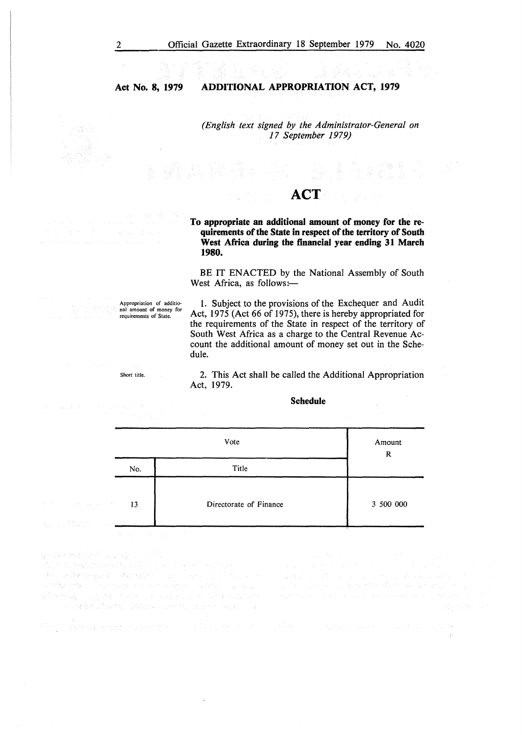**Act No. 8, 1979** **ADDITIONAL APPROPRIATION ACT, 1979**

*(English text signed by the Administrator-General on 17 September 1979)*

# ACT

**To appropriate an additional amount of money for the requirements of the State in respect of the territory of South West Africa during the financial year ending 31 March 1980.**

BE IT ENACTED by the National Assembly of South West Africa, as follows:—

Appropriation of additional amount of money for requirements of State.

1. Subject to the provisions of the Exchequer and Audit Act, 1975 (Act 66 of 1975), there is hereby appropriated for the requirements of the State in respect of the territory of South West Africa as a charge to the Central Revenue Account the additional amount of money set out in the Schedule.

Short title.

2. This Act shall be called the Additional Appropriation Act, 1979.

**Schedule**

| Vote | | Amount R |
|---|---|---|
| No. | Title | |
| 13 | Directorate of Finance | 3 500 000 |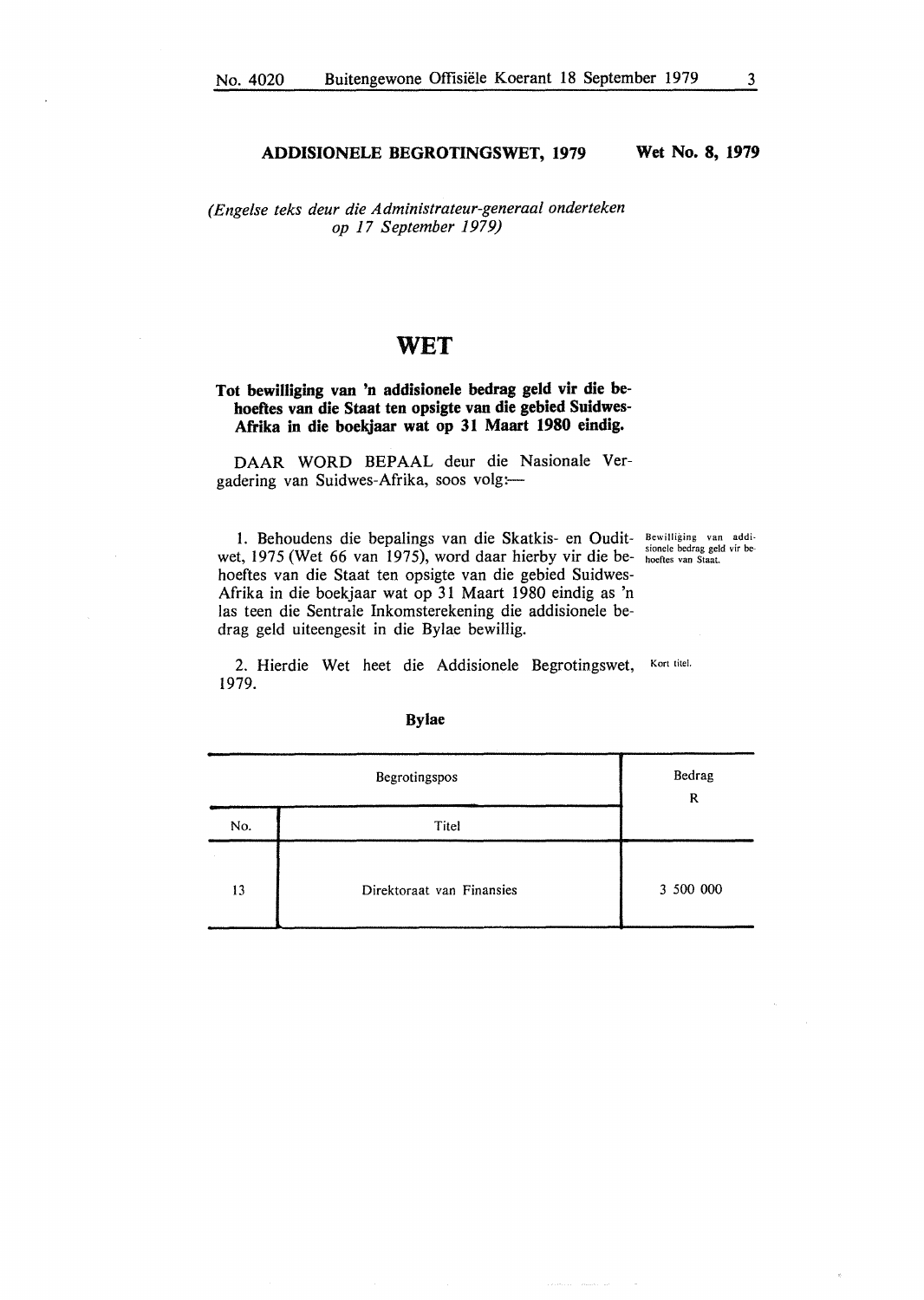**ADDISIONELE BEGROTINGSWET, 1979** **Wet No. 8, 1979**

*(Engelse teks deur die Administrateur-generaal onderteken op 17 September 1979)*

# WET

**Tot bewilliging van 'n addisionele bedrag geld vir die behoeftes van die Staat ten opsigte van die gebied Suidwes-Afrika in die boekjaar wat op 31 Maart 1980 eindig.**

DAAR WORD BEPAAL deur die Nasionale Vergadering van Suidwes-Afrika, soos volg:—

Bewilliging van addisionele bedrag geld vir behoeftes van Staat.

1. Behoudens die bepalings van die Skatkis- en Ouditwet, 1975 (Wet 66 van 1975), word daar hierby vir die behoeftes van die Staat ten opsigte van die gebied Suidwes-Afrika in die boekjaar wat op 31 Maart 1980 eindig as 'n las teen die Sentrale Inkomsterekening die addisionele bedrag geld uiteengesit in die Bylae bewillig.

Kort titel.

2. Hierdie Wet heet die Addisionele Begrotingswet, 1979.

**Bylae**

| Begrotingspos | | Bedrag R |
|---|---|---|
| No. | Titel | |
| 13 | Direktoraat van Finansies | 3 500 000 |